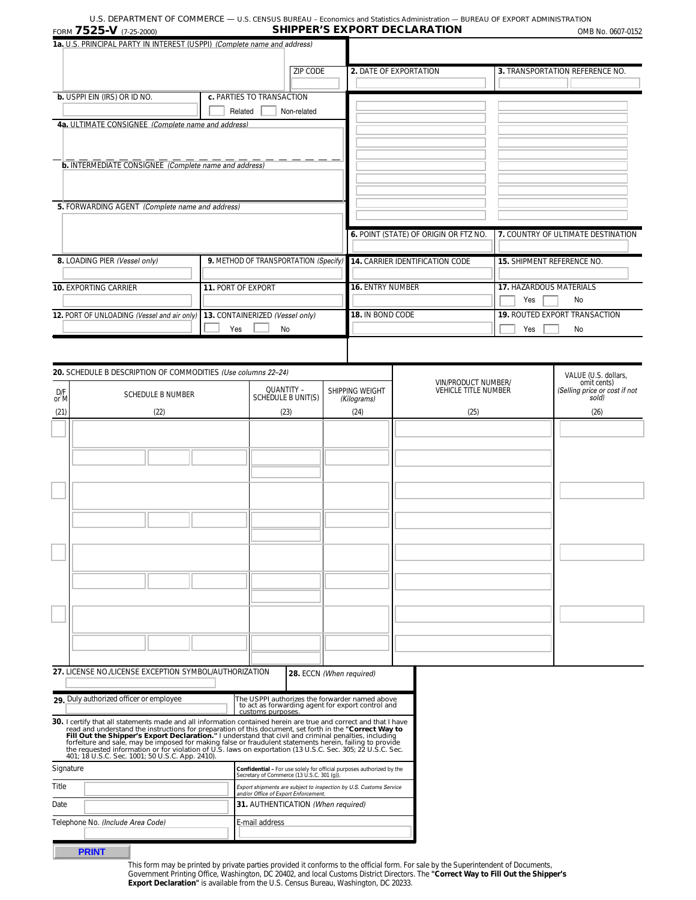U.S. DEPARTMENT OF COMMERCE — U.S. CENSUS BUREAU – Economics and Statistics Administration — BUREAU OF EXPORT ADMINISTRATION

FORM **7525-V** (7-25-2000)

# SHIPPER'S EXPORT DECLARATION

OMB No. 0607-0152

**1a.** U.S. PRINCIPAL PARTY IN INTEREST (USPPI) *(Complete name and address)*

ZIP CODE

**2.** DATE OF EXPORTATION

**3.** TRANSPORTATION REFERENCE NO.

**b.** USPPI EIN (IRS) OR ID NO.

**c.** PARTIES TO TRANSACTION

Related | Non-related

**4a.** ULTIMATE CONSIGNEE *(Complete name and address)*

**b.** INTERMEDIATE CONSIGNEE *(Complete name and address)*

**5.** FORWARDING AGENT *(Complete name and address)*

**6.** POINT (STATE) OF ORIGIN OR FTZ NO.

**7.** COUNTRY OF ULTIMATE DESTINATION

**8.** LOADING PIER *(Vessel only)*

**9.** METHOD OF TRANSPORTATION *(Specify)*

**14.** CARRIER IDENTIFICATION CODE

**15.** SHIPMENT REFERENCE NO.

**10.** EXPORTING CARRIER

**11.** PORT OF EXPORT

**16.** ENTRY NUMBER

**17.** HAZARDOUS MATERIALS

Yes | No

**12.** PORT OF UNLOADING *(Vessel and air only)*

**13.** CONTAINERIZED *(Vessel only)*

Yes | No

**18.** IN BOND CODE

**19.** ROUTED EXPORT TRANSACTION

Yes | No

**20.** SCHEDULE B DESCRIPTION OF COMMODITIES *(Use columns 22–24)*

| D/F or M | SCHEDULE B NUMBER | QUANTITY – SCHEDULE B UNIT(S) | SHIPPING WEIGHT *(Kilograms)* | VIN/PRODUCT NUMBER/ VEHICLE TITLE NUMBER | VALUE (U.S. dollars, omit cents) *(Selling price or cost if not sold)* |
|---|---|---|---|---|---|
| (21) | (22) | (23) | (24) | (25) | (26) |
| | | | | | |
| | | | | | |
| | | | | | |
| | | | | | |

**27.** LICENSE NO./LICENSE EXCEPTION SYMBOL/AUTHORIZATION

**28.** ECCN *(When required)*

**29.** Duly authorized officer or employee

The USPPI authorizes the forwarder named above to act as forwarding agent for export control and customs purposes.

**30.** I certify that all statements made and all information contained herein are true and correct and that I have read and understand the instructions for preparation of this document, set forth in the **"Correct Way to Fill Out the Shipper's Export Declaration."** I understand that civil and criminal penalties, including forfeiture and sale, may be imposed for making false or fraudulent statements herein, failing to provide the requested information or for violation of U.S. laws on exportation (13 U.S.C. Sec. 305; 22 U.S.C. Sec. 401; 18 U.S.C. Sec. 1001; 50 U.S.C. App. 2410).

Signature

**Confidential** – For use solely for official purposes authorized by the Secretary of Commerce (13 U.S.C. 301 (g)).

Title

*Export shipments are subject to inspection by U.S. Customs Service and/or Office of Export Enforcement.*

Date

**31.** AUTHENTICATION *(When required)*

Telephone No. *(Include Area Code)*

E-mail address

PRINT

This form may be printed by private parties provided it conforms to the official form. For sale by the Superintendent of Documents, Government Printing Office, Washington, DC 20402, and local Customs District Directors. The **"Correct Way to Fill Out the Shipper's Export Declaration"** is available from the U.S. Census Bureau, Washington, DC 20233.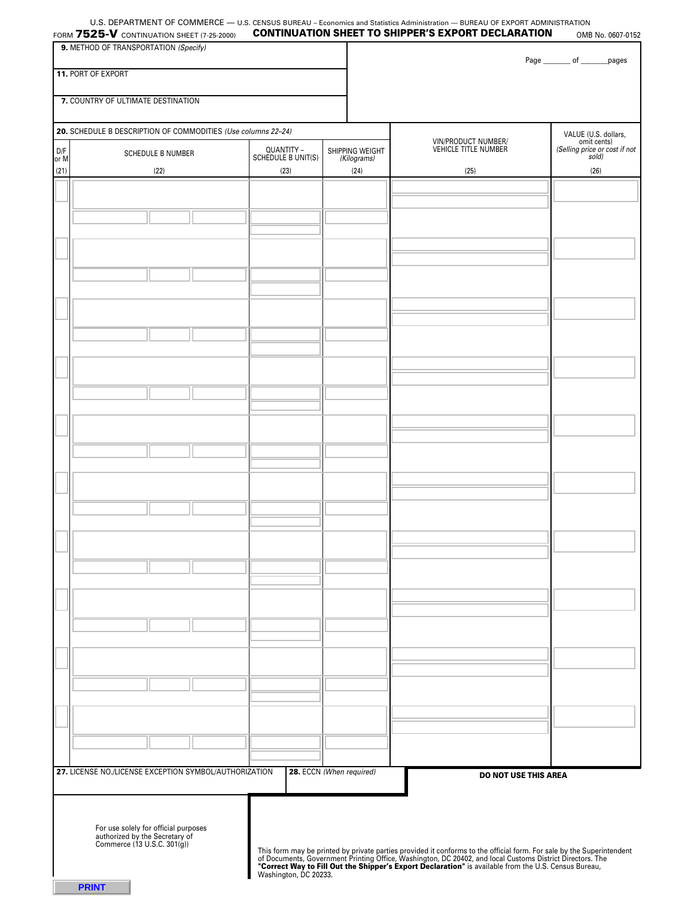U.S. DEPARTMENT OF COMMERCE — U.S. CENSUS BUREAU – Economics and Statistics Administration — BUREAU OF EXPORT ADMINISTRATION

FORM **7525-V** CONTINUATION SHEET (7-25-2000)

# CONTINUATION SHEET TO SHIPPER'S EXPORT DECLARATION

OMB No. 0607-0152

**9.** METHOD OF TRANSPORTATION *(Specify)*

Page _______ of _______pages

**11.** PORT OF EXPORT

**7.** COUNTRY OF ULTIMATE DESTINATION

**20.** SCHEDULE B DESCRIPTION OF COMMODITIES *(Use columns 22–24)*

| D/F or M (21) | SCHEDULE B NUMBER (22) | QUANTITY – SCHEDULE B UNIT(S) (23) | SHIPPING WEIGHT *(Kilograms)* (24) | VIN/PRODUCT NUMBER/ VEHICLE TITLE NUMBER (25) | VALUE (U.S. dollars, omit cents) *(Selling price or cost if not sold)* (26) |
|---|---|---|---|---|---|
| | | | | | |
| | | | | | |
| | | | | | |
| | | | | | |
| | | | | | |
| | | | | | |
| | | | | | |
| | | | | | |
| | | | | | |
| | | | | | |

**27.** LICENSE NO./LICENSE EXCEPTION SYMBOL/AUTHORIZATION

**28.** ECCN *(When required)*

**DO NOT USE THIS AREA**

For use solely for official purposes authorized by the Secretary of Commerce (13 U.S.C. 301(g))

This form may be printed by private parties provided it conforms to the official form. For sale by the Superintendent of Documents, Government Printing Office, Washington, DC 20402, and local Customs District Directors. The **"Correct Way to Fill Out the Shipper's Export Declaration"** is available from the U.S. Census Bureau, Washington, DC 20233.

PRINT